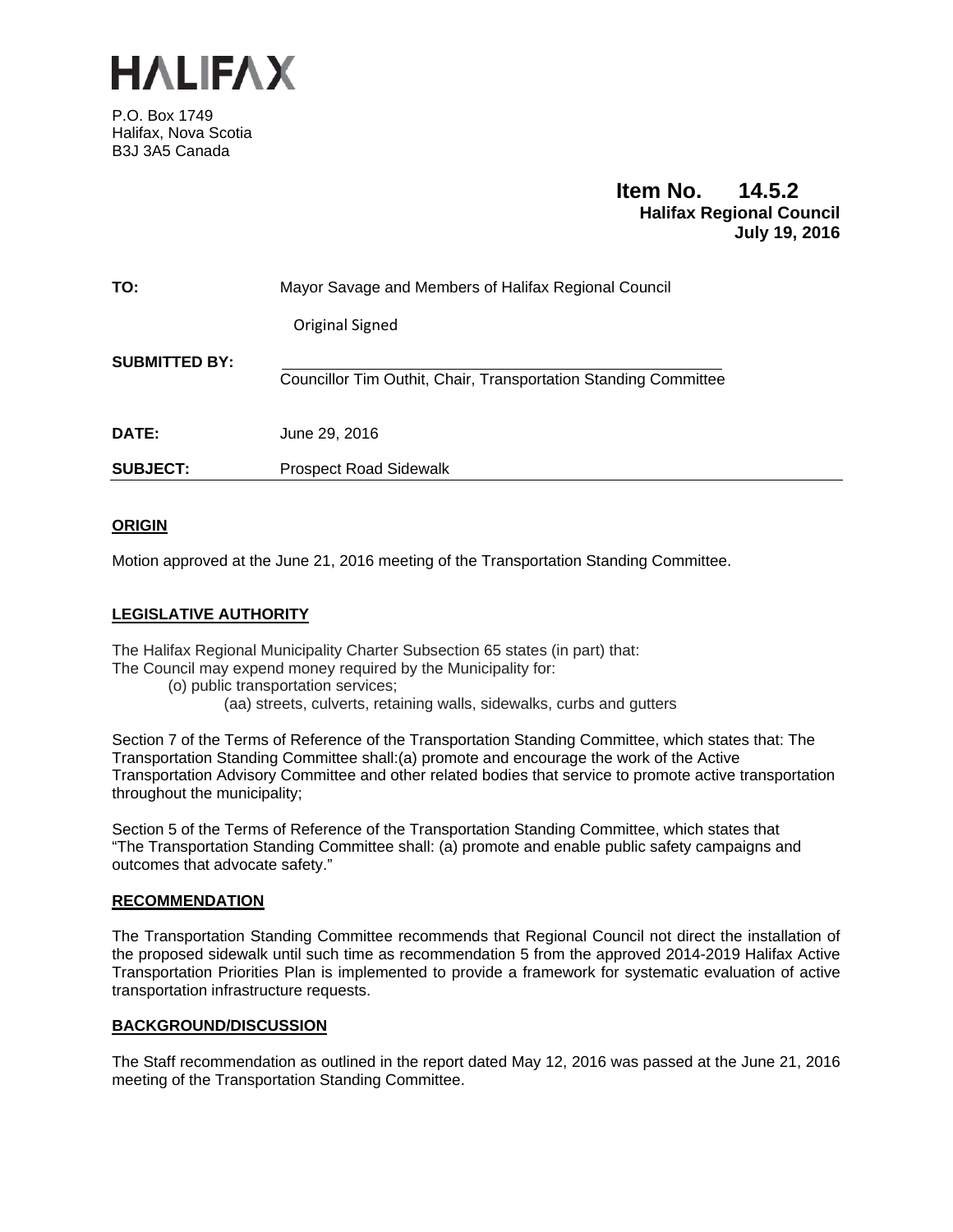# HALIFAX

P.O. Box 1749
Halifax, Nova Scotia
B3J 3A5 Canada

**Item No. 14.5.2**
**Halifax Regional Council**
**July 19, 2016**

| | |
|---|---|
| **TO:** | Mayor Savage and Members of Halifax Regional Council |
| | Original Signed |
| **SUBMITTED BY:** | Councillor Tim Outhit, Chair, Transportation Standing Committee |
| **DATE:** | June 29, 2016 |
| **SUBJECT:** | Prospect Road Sidewalk |

## ORIGIN

Motion approved at the June 21, 2016 meeting of the Transportation Standing Committee.

## LEGISLATIVE AUTHORITY

The Halifax Regional Municipality Charter Subsection 65 states (in part) that:
The Council may expend money required by the Municipality for:
(o) public transportation services;
(aa) streets, culverts, retaining walls, sidewalks, curbs and gutters

Section 7 of the Terms of Reference of the Transportation Standing Committee, which states that: The Transportation Standing Committee shall:(a) promote and encourage the work of the Active Transportation Advisory Committee and other related bodies that service to promote active transportation throughout the municipality;

Section 5 of the Terms of Reference of the Transportation Standing Committee, which states that "The Transportation Standing Committee shall: (a) promote and enable public safety campaigns and outcomes that advocate safety."

## RECOMMENDATION

The Transportation Standing Committee recommends that Regional Council not direct the installation of the proposed sidewalk until such time as recommendation 5 from the approved 2014-2019 Halifax Active Transportation Priorities Plan is implemented to provide a framework for systematic evaluation of active transportation infrastructure requests.

## BACKGROUND/DISCUSSION

The Staff recommendation as outlined in the report dated May 12, 2016 was passed at the June 21, 2016 meeting of the Transportation Standing Committee.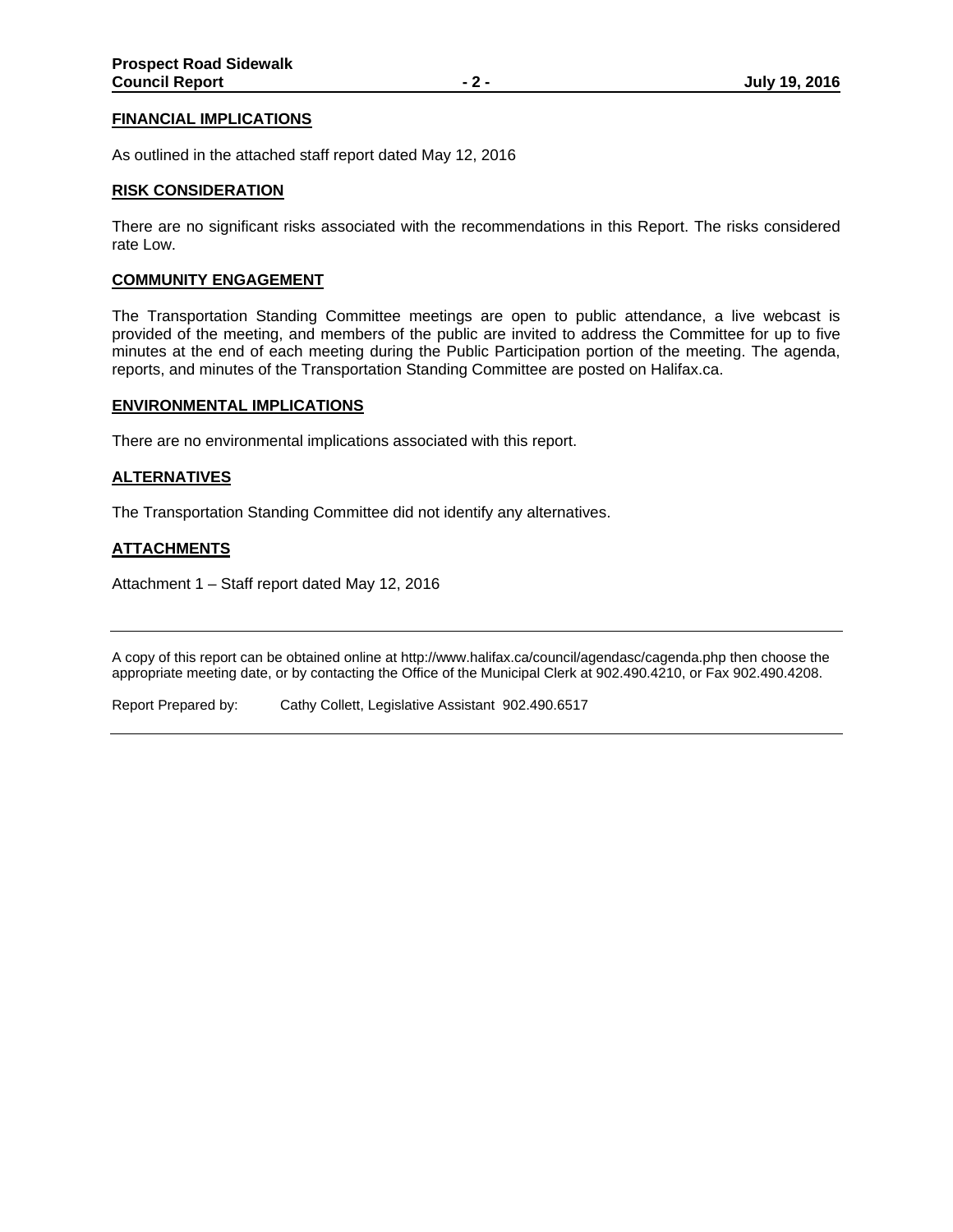## FINANCIAL IMPLICATIONS

As outlined in the attached staff report dated May 12, 2016

## RISK CONSIDERATION

There are no significant risks associated with the recommendations in this Report. The risks considered rate Low.

## COMMUNITY ENGAGEMENT

The Transportation Standing Committee meetings are open to public attendance, a live webcast is provided of the meeting, and members of the public are invited to address the Committee for up to five minutes at the end of each meeting during the Public Participation portion of the meeting. The agenda, reports, and minutes of the Transportation Standing Committee are posted on Halifax.ca.

## ENVIRONMENTAL IMPLICATIONS

There are no environmental implications associated with this report.

## ALTERNATIVES

The Transportation Standing Committee did not identify any alternatives.

## ATTACHMENTS

Attachment 1 – Staff report dated May 12, 2016

---

A copy of this report can be obtained online at http://www.halifax.ca/council/agendasc/cagenda.php then choose the appropriate meeting date, or by contacting the Office of the Municipal Clerk at 902.490.4210, or Fax 902.490.4208.

Report Prepared by: Cathy Collett, Legislative Assistant 902.490.6517

---